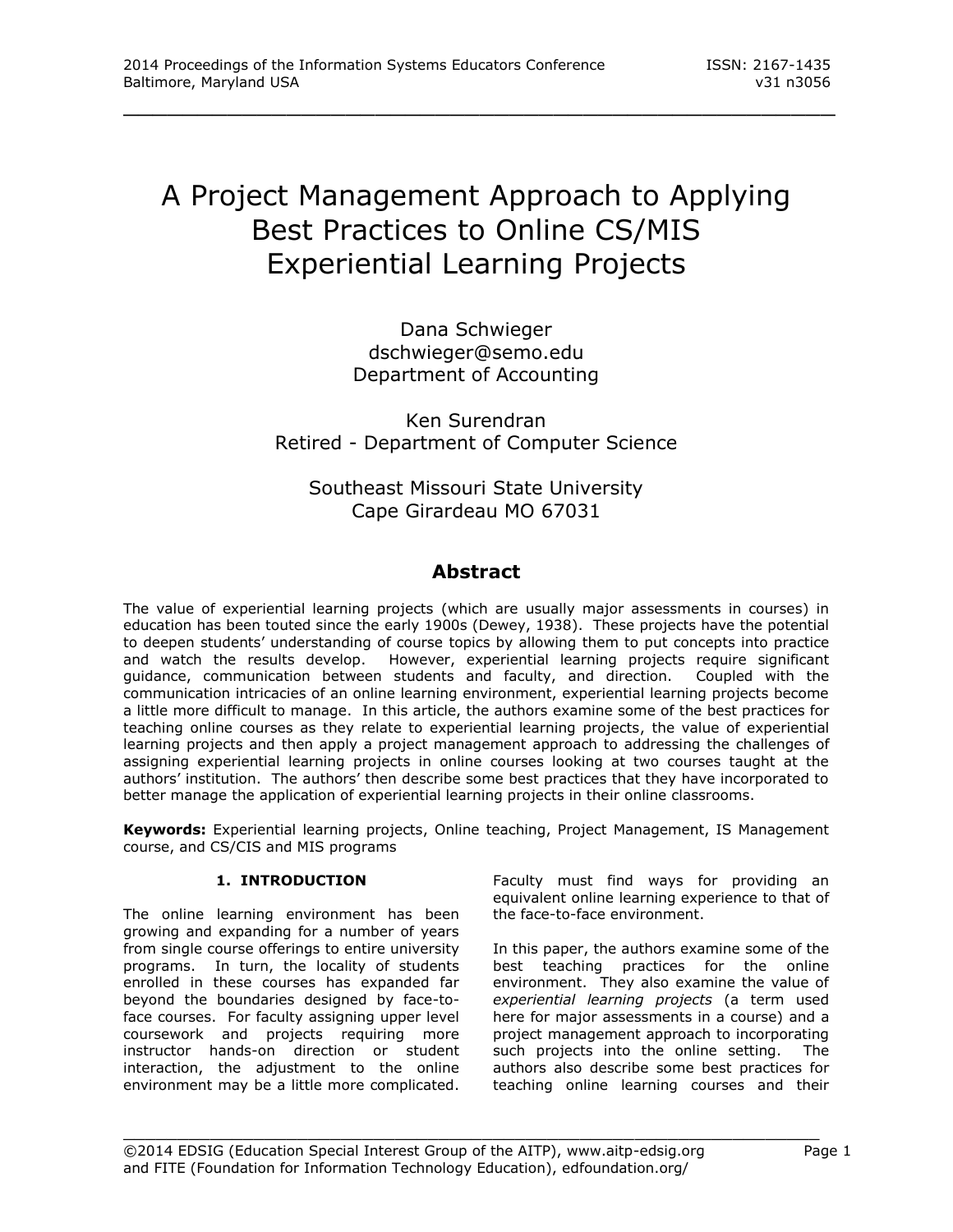# A Project Management Approach to Applying Best Practices to Online CS/MIS Experiential Learning Projects

Dana Schwieger
dschwieger@semo.edu
Department of Accounting

Ken Surendran
Retired - Department of Computer Science

Southeast Missouri State University
Cape Girardeau MO 67031

## Abstract

The value of experiential learning projects (which are usually major assessments in courses) in education has been touted since the early 1900s (Dewey, 1938). These projects have the potential to deepen students' understanding of course topics by allowing them to put concepts into practice and watch the results develop. However, experiential learning projects require significant guidance, communication between students and faculty, and direction. Coupled with the communication intricacies of an online learning environment, experiential learning projects become a little more difficult to manage. In this article, the authors examine some of the best practices for teaching online courses as they relate to experiential learning projects, the value of experiential learning projects and then apply a project management approach to addressing the challenges of assigning experiential learning projects in online courses looking at two courses taught at the authors' institution. The authors' then describe some best practices that they have incorporated to better manage the application of experiential learning projects in their online classrooms.

**Keywords:** Experiential learning projects, Online teaching, Project Management, IS Management course, and CS/CIS and MIS programs

## 1. INTRODUCTION

The online learning environment has been growing and expanding for a number of years from single course offerings to entire university programs. In turn, the locality of students enrolled in these courses has expanded far beyond the boundaries designed by face-to-face courses. For faculty assigning upper level coursework and projects requiring more instructor hands-on direction or student interaction, the adjustment to the online environment may be a little more complicated. Faculty must find ways for providing an equivalent online learning experience to that of the face-to-face environment.

In this paper, the authors examine some of the best teaching practices for the online environment. They also examine the value of *experiential learning projects* (a term used here for major assessments in a course) and a project management approach to incorporating such projects into the online setting. The authors also describe some best practices for teaching online learning courses and their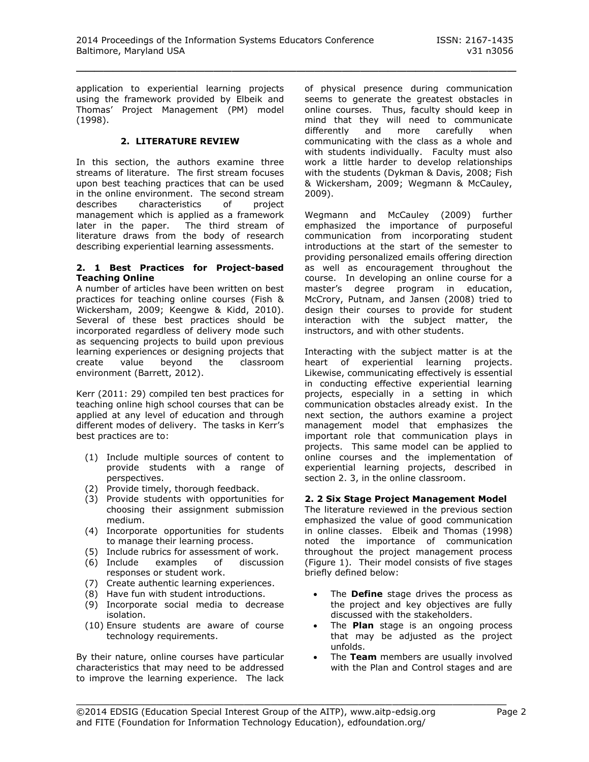application to experiential learning projects using the framework provided by Elbeik and Thomas' Project Management (PM) model (1998).

## 2. LITERATURE REVIEW

In this section, the authors examine three streams of literature. The first stream focuses upon best teaching practices that can be used in the online environment. The second stream describes characteristics of project management which is applied as a framework later in the paper. The third stream of literature draws from the body of research describing experiential learning assessments.

### 2. 1 Best Practices for Project-based Teaching Online

A number of articles have been written on best practices for teaching online courses (Fish & Wickersham, 2009; Keengwe & Kidd, 2010). Several of these best practices should be incorporated regardless of delivery mode such as sequencing projects to build upon previous learning experiences or designing projects that create value beyond the classroom environment (Barrett, 2012).

Kerr (2011: 29) compiled ten best practices for teaching online high school courses that can be applied at any level of education and through different modes of delivery. The tasks in Kerr's best practices are to:

(1) Include multiple sources of content to provide students with a range of perspectives.
(2) Provide timely, thorough feedback.
(3) Provide students with opportunities for choosing their assignment submission medium.
(4) Incorporate opportunities for students to manage their learning process.
(5) Include rubrics for assessment of work.
(6) Include examples of discussion responses or student work.
(7) Create authentic learning experiences.
(8) Have fun with student introductions.
(9) Incorporate social media to decrease isolation.
(10) Ensure students are aware of course technology requirements.

By their nature, online courses have particular characteristics that may need to be addressed to improve the learning experience. The lack of physical presence during communication seems to generate the greatest obstacles in online courses. Thus, faculty should keep in mind that they will need to communicate differently and more carefully when communicating with the class as a whole and with students individually. Faculty must also work a little harder to develop relationships with the students (Dykman & Davis, 2008; Fish & Wickersham, 2009; Wegmann & McCauley, 2009).

Wegmann and McCauley (2009) further emphasized the importance of purposeful communication from incorporating student introductions at the start of the semester to providing personalized emails offering direction as well as encouragement throughout the course. In developing an online course for a master's degree program in education, McCrory, Putnam, and Jansen (2008) tried to design their courses to provide for student interaction with the subject matter, the instructors, and with other students.

Interacting with the subject matter is at the heart of experiential learning projects. Likewise, communicating effectively is essential in conducting effective experiential learning projects, especially in a setting in which communication obstacles already exist. In the next section, the authors examine a project management model that emphasizes the important role that communication plays in projects. This same model can be applied to online courses and the implementation of experiential learning projects, described in section 2. 3, in the online classroom.

### 2. 2 Six Stage Project Management Model

The literature reviewed in the previous section emphasized the value of good communication in online classes. Elbeik and Thomas (1998) noted the importance of communication throughout the project management process (Figure 1). Their model consists of five stages briefly defined below:

- The **Define** stage drives the process as the project and key objectives are fully discussed with the stakeholders.
- The **Plan** stage is an ongoing process that may be adjusted as the project unfolds.
- The **Team** members are usually involved with the Plan and Control stages and are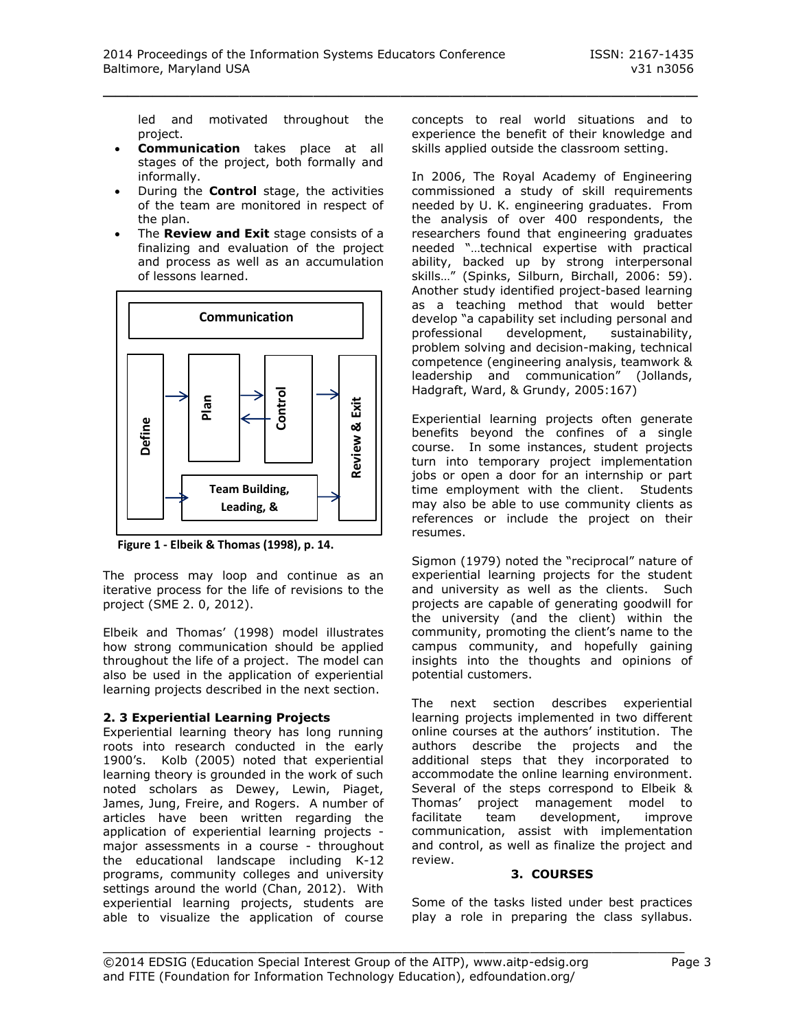led and motivated throughout the project.

- **Communication** takes place at all stages of the project, both formally and informally.
- During the **Control** stage, the activities of the team are monitored in respect of the plan.
- The **Review and Exit** stage consists of a finalizing and evaluation of the project and process as well as an accumulation of lessons learned.

**Figure 1 - Elbeik & Thomas (1998), p. 14.**

The process may loop and continue as an iterative process for the life of revisions to the project (SME 2. 0, 2012).

Elbeik and Thomas' (1998) model illustrates how strong communication should be applied throughout the life of a project. The model can also be used in the application of experiential learning projects described in the next section.

### 2. 3 Experiential Learning Projects

Experiential learning theory has long running roots into research conducted in the early 1900's. Kolb (2005) noted that experiential learning theory is grounded in the work of such noted scholars as Dewey, Lewin, Piaget, James, Jung, Freire, and Rogers. A number of articles have been written regarding the application of experiential learning projects - major assessments in a course - throughout the educational landscape including K-12 programs, community colleges and university settings around the world (Chan, 2012). With experiential learning projects, students are able to visualize the application of course concepts to real world situations and to experience the benefit of their knowledge and skills applied outside the classroom setting.

In 2006, The Royal Academy of Engineering commissioned a study of skill requirements needed by U. K. engineering graduates. From the analysis of over 400 respondents, the researchers found that engineering graduates needed "…technical expertise with practical ability, backed up by strong interpersonal skills…" (Spinks, Silburn, Birchall, 2006: 59). Another study identified project-based learning as a teaching method that would better develop "a capability set including personal and professional development, sustainability, problem solving and decision-making, technical competence (engineering analysis, teamwork & leadership and communication" (Jollands, Hadgraft, Ward, & Grundy, 2005:167)

Experiential learning projects often generate benefits beyond the confines of a single course. In some instances, student projects turn into temporary project implementation jobs or open a door for an internship or part time employment with the client. Students may also be able to use community clients as references or include the project on their resumes.

Sigmon (1979) noted the "reciprocal" nature of experiential learning projects for the student and university as well as the clients. Such projects are capable of generating goodwill for the university (and the client) within the community, promoting the client's name to the campus community, and hopefully gaining insights into the thoughts and opinions of potential customers.

The next section describes experiential learning projects implemented in two different online courses at the authors' institution. The authors describe the projects and the additional steps that they incorporated to accommodate the online learning environment. Several of the steps correspond to Elbeik & Thomas' project management model to facilitate team development, improve communication, assist with implementation and control, as well as finalize the project and review.

## 3. COURSES

Some of the tasks listed under best practices play a role in preparing the class syllabus.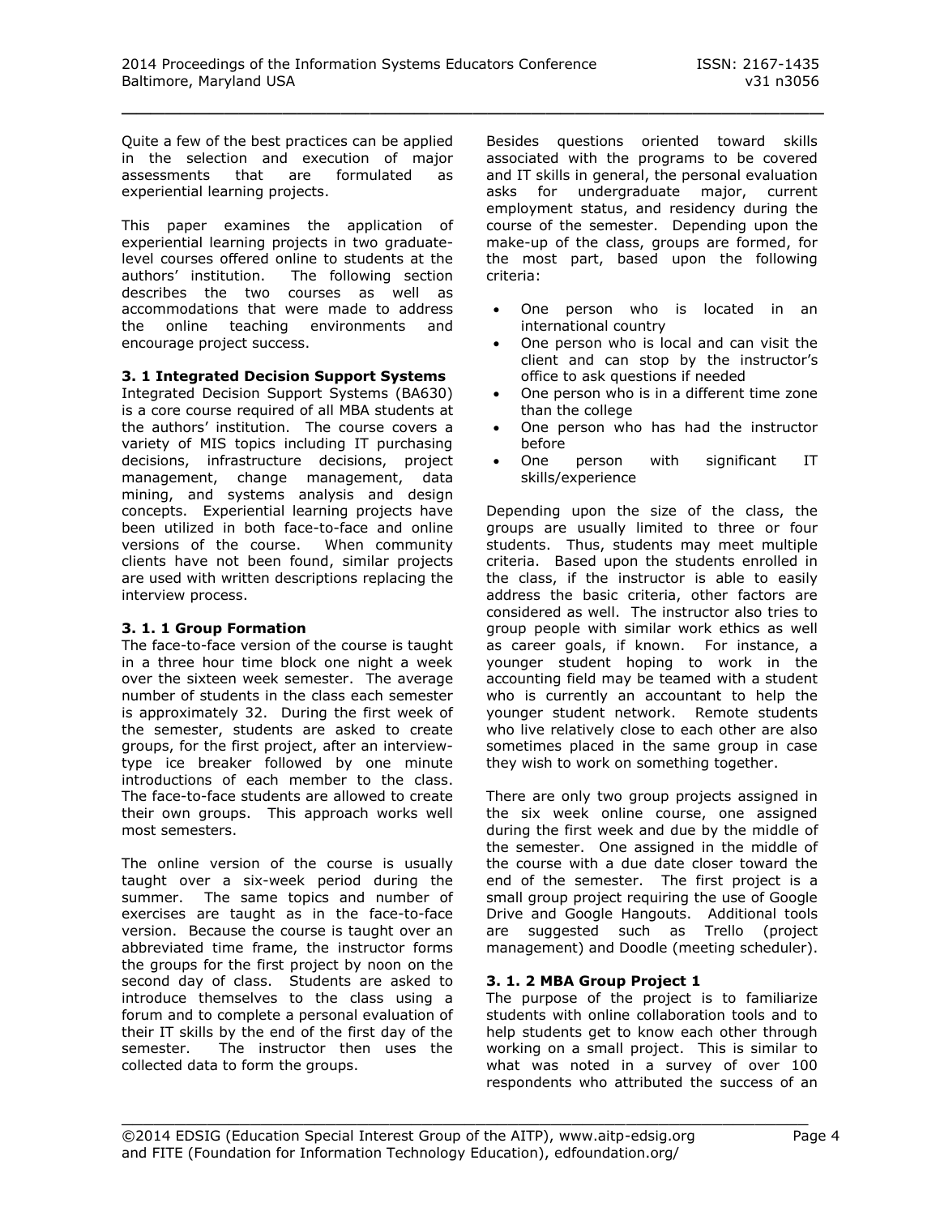Quite a few of the best practices can be applied in the selection and execution of major assessments that are formulated as experiential learning projects.

This paper examines the application of experiential learning projects in two graduate-level courses offered online to students at the authors' institution. The following section describes the two courses as well as accommodations that were made to address the online teaching environments and encourage project success.

### 3. 1 Integrated Decision Support Systems

Integrated Decision Support Systems (BA630) is a core course required of all MBA students at the authors' institution. The course covers a variety of MIS topics including IT purchasing decisions, infrastructure decisions, project management, change management, data mining, and systems analysis and design concepts. Experiential learning projects have been utilized in both face-to-face and online versions of the course. When community clients have not been found, similar projects are used with written descriptions replacing the interview process.

### 3. 1. 1 Group Formation

The face-to-face version of the course is taught in a three hour time block one night a week over the sixteen week semester. The average number of students in the class each semester is approximately 32. During the first week of the semester, students are asked to create groups, for the first project, after an interview-type ice breaker followed by one minute introductions of each member to the class. The face-to-face students are allowed to create their own groups. This approach works well most semesters.

The online version of the course is usually taught over a six-week period during the summer. The same topics and number of exercises are taught as in the face-to-face version. Because the course is taught over an abbreviated time frame, the instructor forms the groups for the first project by noon on the second day of class. Students are asked to introduce themselves to the class using a forum and to complete a personal evaluation of their IT skills by the end of the first day of the semester. The instructor then uses the collected data to form the groups.

Besides questions oriented toward skills associated with the programs to be covered and IT skills in general, the personal evaluation asks for undergraduate major, current employment status, and residency during the course of the semester. Depending upon the make-up of the class, groups are formed, for the most part, based upon the following criteria:

- One person who is located in an international country
- One person who is local and can visit the client and can stop by the instructor's office to ask questions if needed
- One person who is in a different time zone than the college
- One person who has had the instructor before
- One person with significant IT skills/experience

Depending upon the size of the class, the groups are usually limited to three or four students. Thus, students may meet multiple criteria. Based upon the students enrolled in the class, if the instructor is able to easily address the basic criteria, other factors are considered as well. The instructor also tries to group people with similar work ethics as well as career goals, if known. For instance, a younger student hoping to work in the accounting field may be teamed with a student who is currently an accountant to help the younger student network. Remote students who live relatively close to each other are also sometimes placed in the same group in case they wish to work on something together.

There are only two group projects assigned in the six week online course, one assigned during the first week and due by the middle of the semester. One assigned in the middle of the course with a due date closer toward the end of the semester. The first project is a small group project requiring the use of Google Drive and Google Hangouts. Additional tools are suggested such as Trello (project management) and Doodle (meeting scheduler).

### 3. 1. 2 MBA Group Project 1

The purpose of the project is to familiarize students with online collaboration tools and to help students get to know each other through working on a small project. This is similar to what was noted in a survey of over 100 respondents who attributed the success of an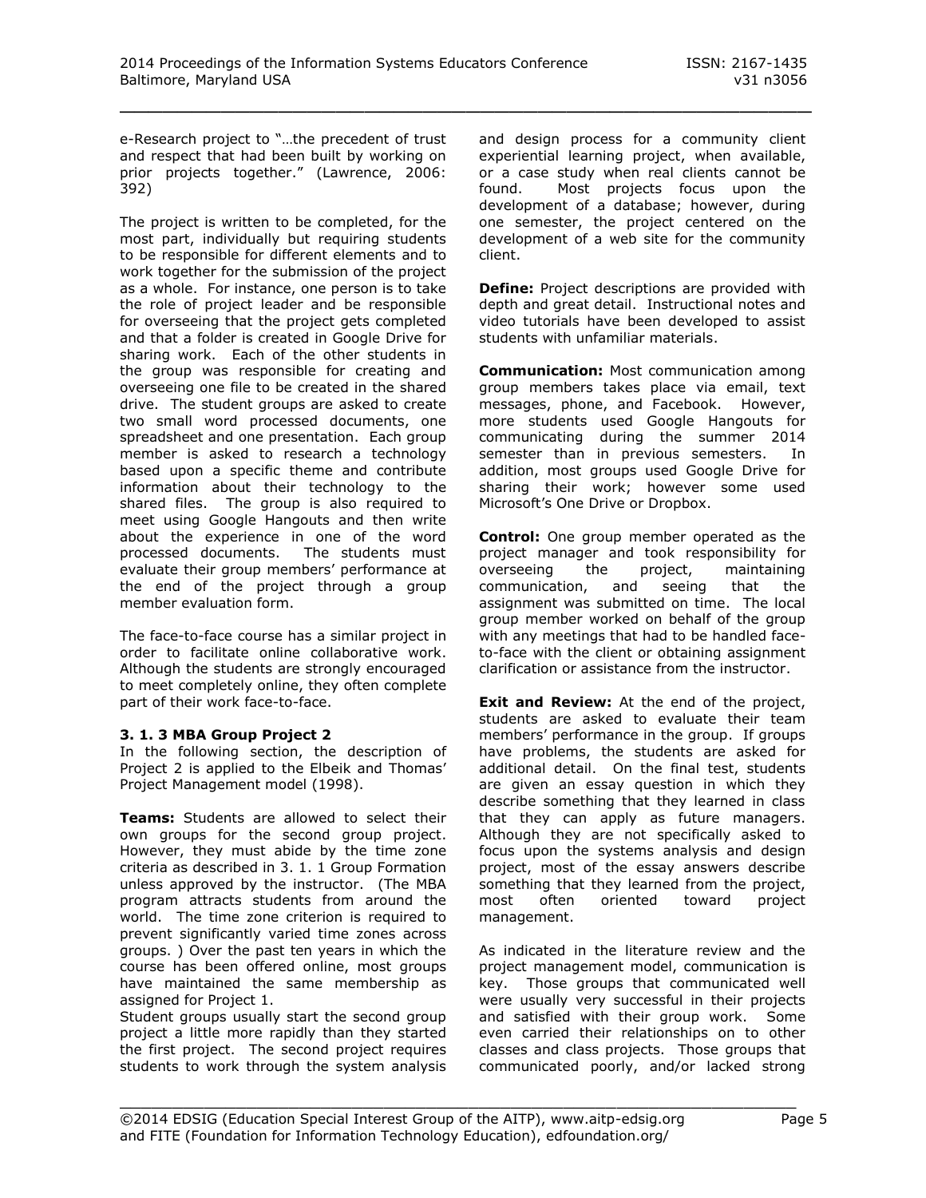e-Research project to "…the precedent of trust and respect that had been built by working on prior projects together." (Lawrence, 2006: 392)

The project is written to be completed, for the most part, individually but requiring students to be responsible for different elements and to work together for the submission of the project as a whole. For instance, one person is to take the role of project leader and be responsible for overseeing that the project gets completed and that a folder is created in Google Drive for sharing work. Each of the other students in the group was responsible for creating and overseeing one file to be created in the shared drive. The student groups are asked to create two small word processed documents, one spreadsheet and one presentation. Each group member is asked to research a technology based upon a specific theme and contribute information about their technology to the shared files. The group is also required to meet using Google Hangouts and then write about the experience in one of the word processed documents. The students must evaluate their group members' performance at the end of the project through a group member evaluation form.

The face-to-face course has a similar project in order to facilitate online collaborative work. Although the students are strongly encouraged to meet completely online, they often complete part of their work face-to-face.

### 3. 1. 3 MBA Group Project 2

In the following section, the description of Project 2 is applied to the Elbeik and Thomas' Project Management model (1998).

**Teams:** Students are allowed to select their own groups for the second group project. However, they must abide by the time zone criteria as described in 3. 1. 1 Group Formation unless approved by the instructor. (The MBA program attracts students from around the world. The time zone criterion is required to prevent significantly varied time zones across groups. ) Over the past ten years in which the course has been offered online, most groups have maintained the same membership as assigned for Project 1.

Student groups usually start the second group project a little more rapidly than they started the first project. The second project requires students to work through the system analysis and design process for a community client experiential learning project, when available, or a case study when real clients cannot be found. Most projects focus upon the development of a database; however, during one semester, the project centered on the development of a web site for the community client.

**Define:** Project descriptions are provided with depth and great detail. Instructional notes and video tutorials have been developed to assist students with unfamiliar materials.

**Communication:** Most communication among group members takes place via email, text messages, phone, and Facebook. However, more students used Google Hangouts for communicating during the summer 2014 semester than in previous semesters. In addition, most groups used Google Drive for sharing their work; however some used Microsoft's One Drive or Dropbox.

**Control:** One group member operated as the project manager and took responsibility for overseeing the project, maintaining communication, and seeing that the assignment was submitted on time. The local group member worked on behalf of the group with any meetings that had to be handled face-to-face with the client or obtaining assignment clarification or assistance from the instructor.

**Exit and Review:** At the end of the project, students are asked to evaluate their team members' performance in the group. If groups have problems, the students are asked for additional detail. On the final test, students are given an essay question in which they describe something that they learned in class that they can apply as future managers. Although they are not specifically asked to focus upon the systems analysis and design project, most of the essay answers describe something that they learned from the project, most often oriented toward project management.

As indicated in the literature review and the project management model, communication is key. Those groups that communicated well were usually very successful in their projects and satisfied with their group work. Some even carried their relationships on to other classes and class projects. Those groups that communicated poorly, and/or lacked strong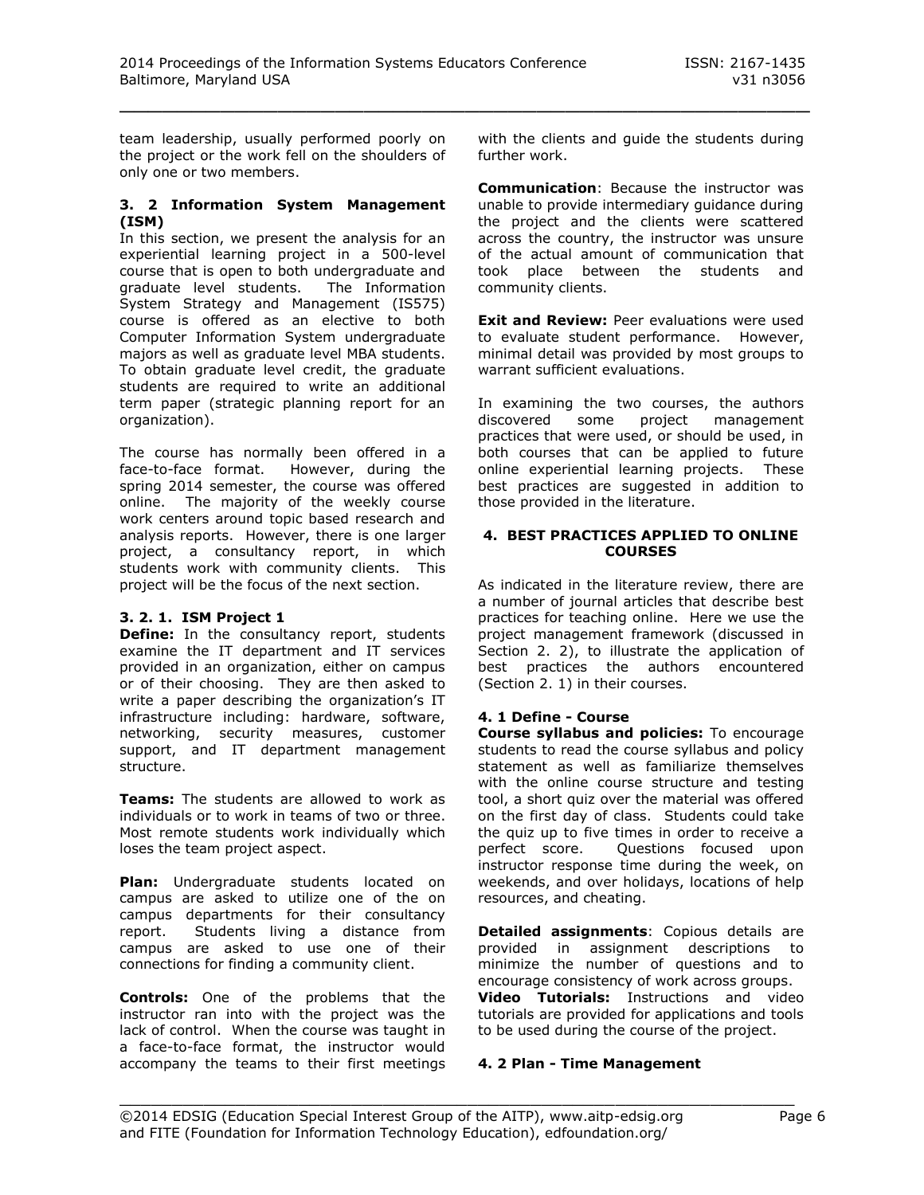team leadership, usually performed poorly on the project or the work fell on the shoulders of only one or two members.

### 3. 2 Information System Management (ISM)

In this section, we present the analysis for an experiential learning project in a 500-level course that is open to both undergraduate and graduate level students. The Information System Strategy and Management (IS575) course is offered as an elective to both Computer Information System undergraduate majors as well as graduate level MBA students. To obtain graduate level credit, the graduate students are required to write an additional term paper (strategic planning report for an organization).

The course has normally been offered in a face-to-face format. However, during the spring 2014 semester, the course was offered online. The majority of the weekly course work centers around topic based research and analysis reports. However, there is one larger project, a consultancy report, in which students work with community clients. This project will be the focus of the next section.

#### 3. 2. 1. ISM Project 1

**Define:** In the consultancy report, students examine the IT department and IT services provided in an organization, either on campus or of their choosing. They are then asked to write a paper describing the organization's IT infrastructure including: hardware, software, networking, security measures, customer support, and IT department management structure.

**Teams:** The students are allowed to work as individuals or to work in teams of two or three. Most remote students work individually which loses the team project aspect.

**Plan:** Undergraduate students located on campus are asked to utilize one of the on campus departments for their consultancy report. Students living a distance from campus are asked to use one of their connections for finding a community client.

**Controls:** One of the problems that the instructor ran into with the project was the lack of control. When the course was taught in a face-to-face format, the instructor would accompany the teams to their first meetings with the clients and guide the students during further work.

**Communication**: Because the instructor was unable to provide intermediary guidance during the project and the clients were scattered across the country, the instructor was unsure of the actual amount of communication that took place between the students and community clients.

**Exit and Review:** Peer evaluations were used to evaluate student performance. However, minimal detail was provided by most groups to warrant sufficient evaluations.

In examining the two courses, the authors discovered some project management practices that were used, or should be used, in both courses that can be applied to future online experiential learning projects. These best practices are suggested in addition to those provided in the literature.

## 4. BEST PRACTICES APPLIED TO ONLINE COURSES

As indicated in the literature review, there are a number of journal articles that describe best practices for teaching online. Here we use the project management framework (discussed in Section 2. 2), to illustrate the application of best practices the authors encountered (Section 2. 1) in their courses.

### 4. 1 Define - Course

**Course syllabus and policies:** To encourage students to read the course syllabus and policy statement as well as familiarize themselves with the online course structure and testing tool, a short quiz over the material was offered on the first day of class. Students could take the quiz up to five times in order to receive a perfect score. Questions focused upon instructor response time during the week, on weekends, and over holidays, locations of help resources, and cheating.

**Detailed assignments**: Copious details are provided in assignment descriptions to minimize the number of questions and to encourage consistency of work across groups.

**Video Tutorials:** Instructions and video tutorials are provided for applications and tools to be used during the course of the project.

### 4. 2 Plan - Time Management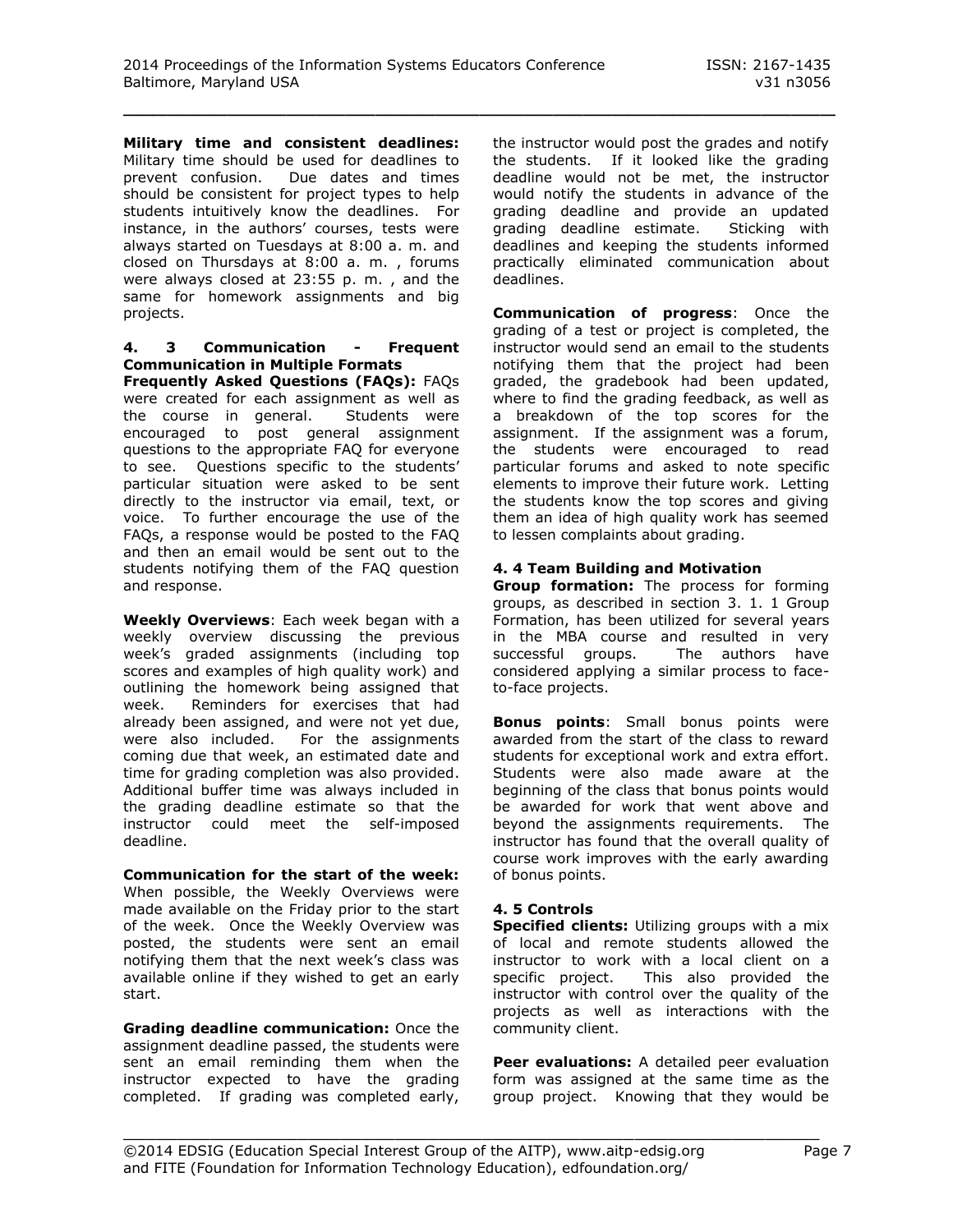**Military time and consistent deadlines:** Military time should be used for deadlines to prevent confusion. Due dates and times should be consistent for project types to help students intuitively know the deadlines. For instance, in the authors' courses, tests were always started on Tuesdays at 8:00 a. m. and closed on Thursdays at 8:00 a. m. , forums were always closed at 23:55 p. m. , and the same for homework assignments and big projects.

### 4. 3 Communication - Frequent Communication in Multiple Formats

**Frequently Asked Questions (FAQs):** FAQs were created for each assignment as well as the course in general. Students were encouraged to post general assignment questions to the appropriate FAQ for everyone to see. Questions specific to the students' particular situation were asked to be sent directly to the instructor via email, text, or voice. To further encourage the use of the FAQs, a response would be posted to the FAQ and then an email would be sent out to the students notifying them of the FAQ question and response.

**Weekly Overviews**: Each week began with a weekly overview discussing the previous week's graded assignments (including top scores and examples of high quality work) and outlining the homework being assigned that week. Reminders for exercises that had already been assigned, and were not yet due, were also included. For the assignments coming due that week, an estimated date and time for grading completion was also provided. Additional buffer time was always included in the grading deadline estimate so that the instructor could meet the self-imposed deadline.

**Communication for the start of the week:** When possible, the Weekly Overviews were made available on the Friday prior to the start of the week. Once the Weekly Overview was posted, the students were sent an email notifying them that the next week's class was available online if they wished to get an early start.

**Grading deadline communication:** Once the assignment deadline passed, the students were sent an email reminding them when the instructor expected to have the grading completed. If grading was completed early, the instructor would post the grades and notify the students. If it looked like the grading deadline would not be met, the instructor would notify the students in advance of the grading deadline and provide an updated grading deadline estimate. Sticking with deadlines and keeping the students informed practically eliminated communication about deadlines.

**Communication of progress**: Once the grading of a test or project is completed, the instructor would send an email to the students notifying them that the project had been graded, the gradebook had been updated, where to find the grading feedback, as well as a breakdown of the top scores for the assignment. If the assignment was a forum, the students were encouraged to read particular forums and asked to note specific elements to improve their future work. Letting the students know the top scores and giving them an idea of high quality work has seemed to lessen complaints about grading.

### 4. 4 Team Building and Motivation

**Group formation:** The process for forming groups, as described in section 3. 1. 1 Group Formation, has been utilized for several years in the MBA course and resulted in very successful groups. The authors have considered applying a similar process to face-to-face projects.

**Bonus points**: Small bonus points were awarded from the start of the class to reward students for exceptional work and extra effort. Students were also made aware at the beginning of the class that bonus points would be awarded for work that went above and beyond the assignments requirements. The instructor has found that the overall quality of course work improves with the early awarding of bonus points.

### 4. 5 Controls

**Specified clients:** Utilizing groups with a mix of local and remote students allowed the instructor to work with a local client on a specific project. This also provided the instructor with control over the quality of the projects as well as interactions with the community client.

**Peer evaluations:** A detailed peer evaluation form was assigned at the same time as the group project. Knowing that they would be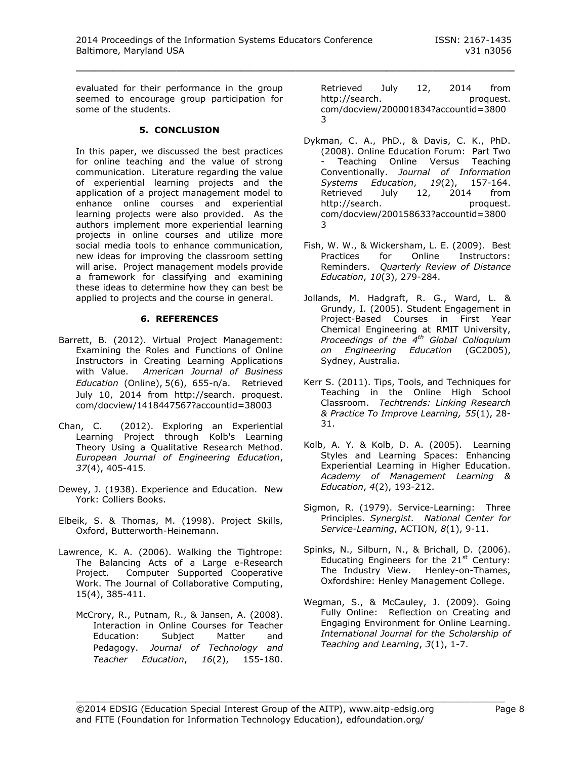evaluated for their performance in the group seemed to encourage group participation for some of the students.

## 5. CONCLUSION

In this paper, we discussed the best practices for online teaching and the value of strong communication. Literature regarding the value of experiential learning projects and the application of a project management model to enhance online courses and experiential learning projects were also provided. As the authors implement more experiential learning projects in online courses and utilize more social media tools to enhance communication, new ideas for improving the classroom setting will arise. Project management models provide a framework for classifying and examining these ideas to determine how they can best be applied to projects and the course in general.

## 6. REFERENCES

Barrett, B. (2012). Virtual Project Management: Examining the Roles and Functions of Online Instructors in Creating Learning Applications with Value. *American Journal of Business Education* (Online), 5(6), 655-n/a. Retrieved July 10, 2014 from http://search. proquest. com/docview/1418447567?accountid=38003

Chan, C. (2012). Exploring an Experiential Learning Project through Kolb's Learning Theory Using a Qualitative Research Method. *European Journal of Engineering Education*, *37*(4), 405-415.

Dewey, J. (1938). Experience and Education. New York: Colliers Books.

Elbeik, S. & Thomas, M. (1998). Project Skills, Oxford, Butterworth-Heinemann.

Lawrence, K. A. (2006). Walking the Tightrope: The Balancing Acts of a Large e-Research Project. Computer Supported Cooperative Work. The Journal of Collaborative Computing, 15(4), 385-411.

McCrory, R., Putnam, R., & Jansen, A. (2008). Interaction in Online Courses for Teacher Education: Subject Matter and Pedagogy. *Journal of Technology and Teacher Education*, *16*(2), 155-180. Retrieved July 12, 2014 from http://search. proquest. com/docview/200001834?accountid=38003

Dykman, C. A., PhD., & Davis, C. K., PhD. (2008). Online Education Forum: Part Two - Teaching Online Versus Teaching Conventionally. *Journal of Information Systems Education*, *19*(2), 157-164. Retrieved July 12, 2014 from http://search. proquest. com/docview/200158633?accountid=38003

Fish, W. W., & Wickersham, L. E. (2009). Best Practices for Online Instructors: Reminders. *Quarterly Review of Distance Education*, *10*(3), 279-284.

Jollands, M. Hadgraft, R. G., Ward, L. & Grundy, I. (2005). Student Engagement in Project-Based Courses in First Year Chemical Engineering at RMIT University, *Proceedings of the 4th Global Colloquium on Engineering Education* (GC2005), Sydney, Australia.

Kerr S. (2011). Tips, Tools, and Techniques for Teaching in the Online High School Classroom. *Techtrends: Linking Research & Practice To Improve Learning, 55*(1), 28-31.

Kolb, A. Y. & Kolb, D. A. (2005). Learning Styles and Learning Spaces: Enhancing Experiential Learning in Higher Education. *Academy of Management Learning & Education*, *4*(2), 193-212.

Sigmon, R. (1979). Service-Learning: Three Principles. *Synergist. National Center for Service-Learning*, ACTION, *8*(1), 9-11.

Spinks, N., Silburn, N., & Brichall, D. (2006). Educating Engineers for the 21st Century: The Industry View. Henley-on-Thames, Oxfordshire: Henley Management College.

Wegman, S., & McCauley, J. (2009). Going Fully Online: Reflection on Creating and Engaging Environment for Online Learning. *International Journal for the Scholarship of Teaching and Learning*, *3*(1), 1-7.